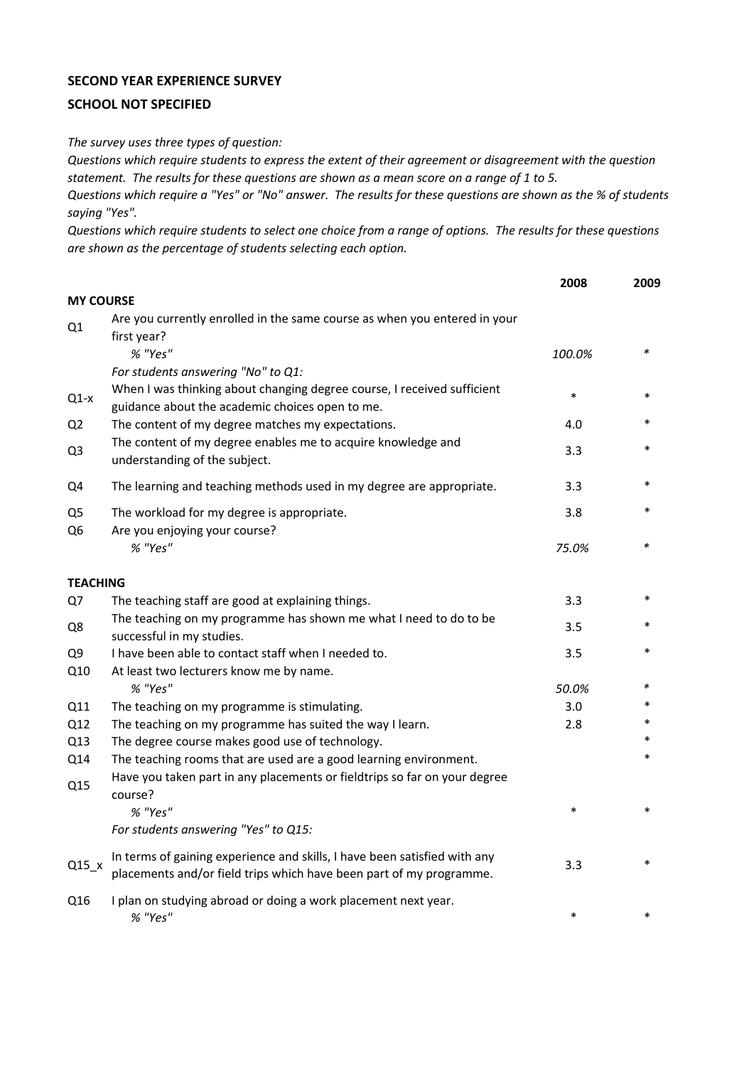**SECOND YEAR EXPERIENCE SURVEY**

**SCHOOL NOT SPECIFIED**

*The survey uses three types of question:*
*Questions which require students to express the extent of their agreement or disagreement with the question statement. The results for these questions are shown as a mean score on a range of 1 to 5.*
*Questions which require a "Yes" or "No" answer. The results for these questions are shown as the % of students saying "Yes".*
*Questions which require students to select one choice from a range of options. The results for these questions are shown as the percentage of students selecting each option.*

| | | 2008 | 2009 |
|---|---|---|---|
| **MY COURSE** | | | |
| Q1 | Are you currently enrolled in the same course as when you entered in your first year? | | |
| | *% "Yes"* | *100.0%* | * |
| | *For students answering "No" to Q1:* | | |
| Q1-x | When I was thinking about changing degree course, I received sufficient guidance about the academic choices open to me. | * | * |
| Q2 | The content of my degree matches my expectations. | 4.0 | * |
| Q3 | The content of my degree enables me to acquire knowledge and understanding of the subject. | 3.3 | * |
| Q4 | The learning and teaching methods used in my degree are appropriate. | 3.3 | * |
| Q5 | The workload for my degree is appropriate. | 3.8 | * |
| Q6 | Are you enjoying your course? | | |
| | *% "Yes"* | *75.0%* | * |
| **TEACHING** | | | |
| Q7 | The teaching staff are good at explaining things. | 3.3 | * |
| Q8 | The teaching on my programme has shown me what I need to do to be successful in my studies. | 3.5 | * |
| Q9 | I have been able to contact staff when I needed to. | 3.5 | * |
| Q10 | At least two lecturers know me by name. | | |
| | *% "Yes"* | *50.0%* | * |
| Q11 | The teaching on my programme is stimulating. | 3.0 | * |
| Q12 | The teaching on my programme has suited the way I learn. | 2.8 | * |
| Q13 | The degree course makes good use of technology. | | * |
| Q14 | The teaching rooms that are used are a good learning environment. | | * |
| Q15 | Have you taken part in any placements or fieldtrips so far on your degree course? | | |
| | *% "Yes"* | * | * |
| | *For students answering "Yes" to Q15:* | | |
| Q15_x | In terms of gaining experience and skills, I have been satisfied with any placements and/or field trips which have been part of my programme. | 3.3 | * |
| Q16 | I plan on studying abroad or doing a work placement next year. | | |
| | *% "Yes"* | * | * |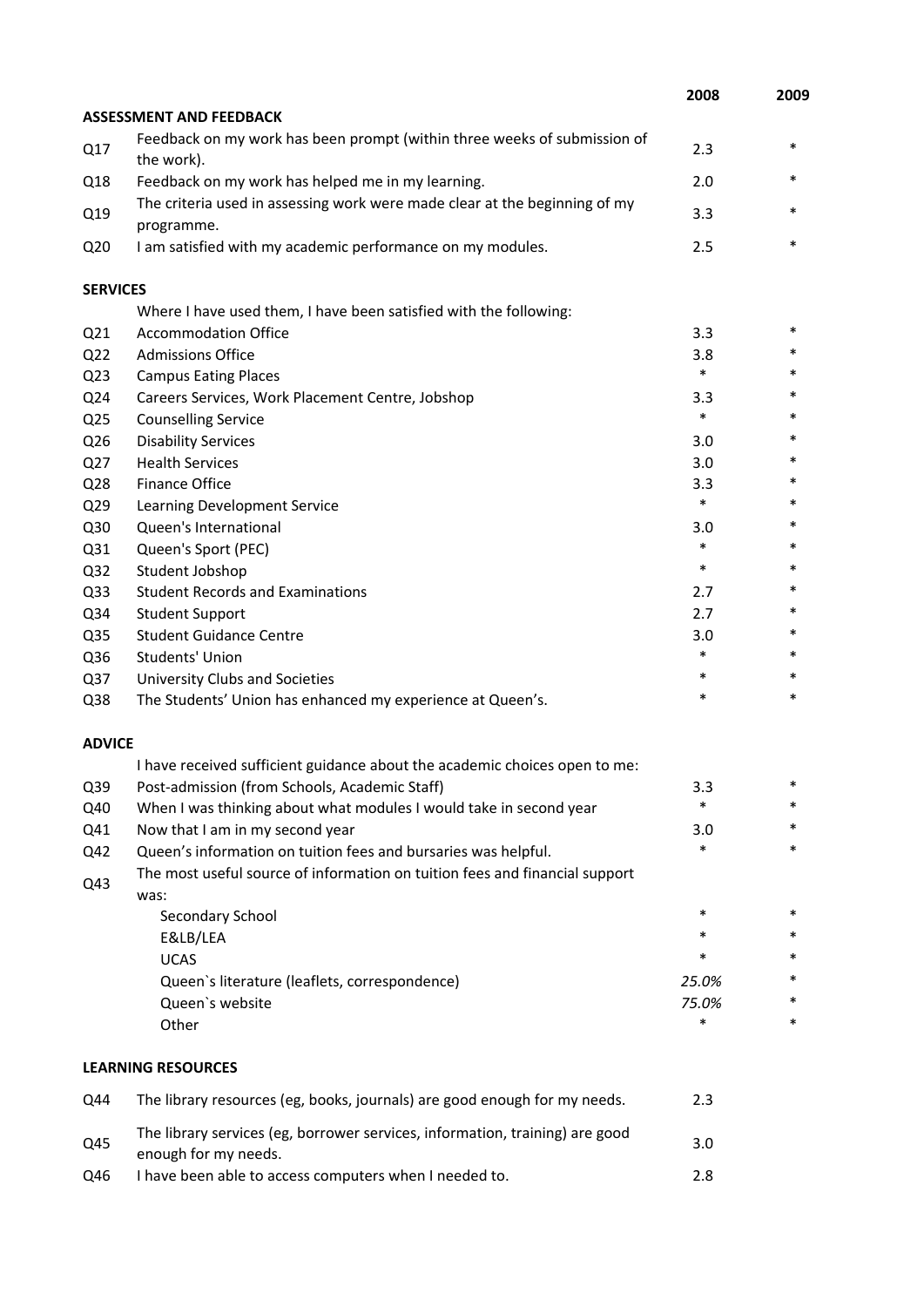| | | 2008 | 2009 |
|---|---|---|---|
| **ASSESSMENT AND FEEDBACK** | | | |
| Q17 | Feedback on my work has been prompt (within three weeks of submission of the work). | 2.3 | * |
| Q18 | Feedback on my work has helped me in my learning. | 2.0 | * |
| Q19 | The criteria used in assessing work were made clear at the beginning of my programme. | 3.3 | * |
| Q20 | I am satisfied with my academic performance on my modules. | 2.5 | * |
| **SERVICES** | | | |
| | Where I have used them, I have been satisfied with the following: | | |
| Q21 | Accommodation Office | 3.3 | * |
| Q22 | Admissions Office | 3.8 | * |
| Q23 | Campus Eating Places | * | * |
| Q24 | Careers Services, Work Placement Centre, Jobshop | 3.3 | * |
| Q25 | Counselling Service | * | * |
| Q26 | Disability Services | 3.0 | * |
| Q27 | Health Services | 3.0 | * |
| Q28 | Finance Office | 3.3 | * |
| Q29 | Learning Development Service | * | * |
| Q30 | Queen's International | 3.0 | * |
| Q31 | Queen's Sport (PEC) | * | * |
| Q32 | Student Jobshop | * | * |
| Q33 | Student Records and Examinations | 2.7 | * |
| Q34 | Student Support | 2.7 | * |
| Q35 | Student Guidance Centre | 3.0 | * |
| Q36 | Students' Union | * | * |
| Q37 | University Clubs and Societies | * | * |
| Q38 | The Students' Union has enhanced my experience at Queen's. | * | * |
| **ADVICE** | | | |
| | I have received sufficient guidance about the academic choices open to me: | | |
| Q39 | Post-admission (from Schools, Academic Staff) | 3.3 | * |
| Q40 | When I was thinking about what modules I would take in second year | * | * |
| Q41 | Now that I am in my second year | 3.0 | * |
| Q42 | Queen's information on tuition fees and bursaries was helpful. | * | * |
| Q43 | The most useful source of information on tuition fees and financial support was: | | |
| | Secondary School | * | * |
| | E&LB/LEA | * | * |
| | UCAS | * | * |
| | Queen`s literature (leaflets, correspondence) | *25.0%* | * |
| | Queen`s website | *75.0%* | * |
| | Other | * | * |
| **LEARNING RESOURCES** | | | |
| Q44 | The library resources (eg, books, journals) are good enough for my needs. | 2.3 | |
| Q45 | The library services (eg, borrower services, information, training) are good enough for my needs. | 3.0 | |
| Q46 | I have been able to access computers when I needed to. | 2.8 | |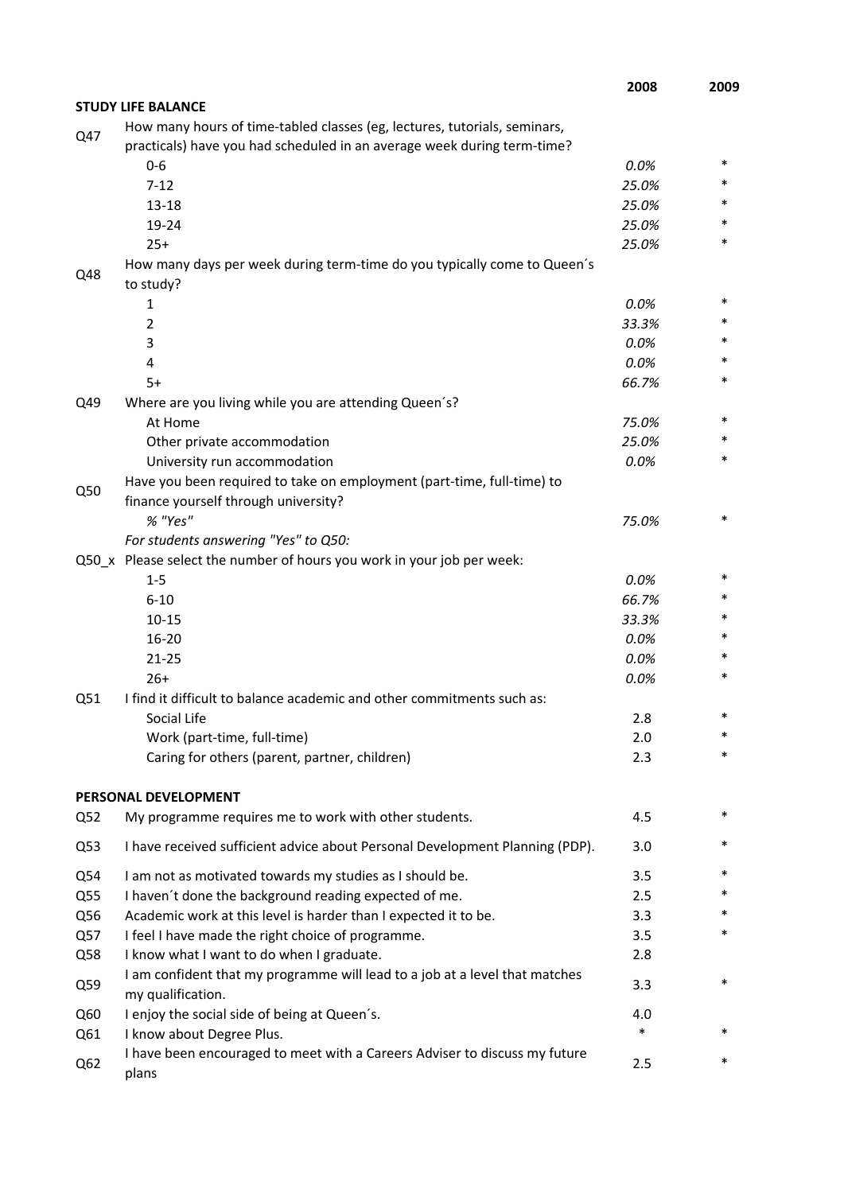| | | 2008 | 2009 |
|---|---|---|---|
| **STUDY LIFE BALANCE** | | | |
| Q47 | How many hours of time-tabled classes (eg, lectures, tutorials, seminars, practicals) have you had scheduled in an average week during term-time? | | |
| | 0-6 | *0.0%* | * |
| | 7-12 | *25.0%* | * |
| | 13-18 | *25.0%* | * |
| | 19-24 | *25.0%* | * |
| | 25+ | *25.0%* | * |
| Q48 | How many days per week during term-time do you typically come to Queen´s to study? | | |
| | 1 | *0.0%* | * |
| | 2 | *33.3%* | * |
| | 3 | *0.0%* | * |
| | 4 | *0.0%* | * |
| | 5+ | *66.7%* | * |
| Q49 | Where are you living while you are attending Queen´s? | | |
| | At Home | *75.0%* | * |
| | Other private accommodation | *25.0%* | * |
| | University run accommodation | *0.0%* | * |
| Q50 | Have you been required to take on employment (part-time, full-time) to finance yourself through university? | | |
| | *% "Yes"* | *75.0%* | * |
| | *For students answering "Yes" to Q50:* | | |
| Q50_x | Please select the number of hours you work in your job per week: | | |
| | 1-5 | *0.0%* | * |
| | 6-10 | *66.7%* | * |
| | 10-15 | *33.3%* | * |
| | 16-20 | *0.0%* | * |
| | 21-25 | *0.0%* | * |
| | 26+ | *0.0%* | * |
| Q51 | I find it difficult to balance academic and other commitments such as: | | |
| | Social Life | 2.8 | * |
| | Work (part-time, full-time) | 2.0 | * |
| | Caring for others (parent, partner, children) | 2.3 | * |
| **PERSONAL DEVELOPMENT** | | | |
| Q52 | My programme requires me to work with other students. | 4.5 | * |
| Q53 | I have received sufficient advice about Personal Development Planning (PDP). | 3.0 | * |
| Q54 | I am not as motivated towards my studies as I should be. | 3.5 | * |
| Q55 | I haven´t done the background reading expected of me. | 2.5 | * |
| Q56 | Academic work at this level is harder than I expected it to be. | 3.3 | * |
| Q57 | I feel I have made the right choice of programme. | 3.5 | * |
| Q58 | I know what I want to do when I graduate. | 2.8 | |
| Q59 | I am confident that my programme will lead to a job at a level that matches my qualification. | 3.3 | * |
| Q60 | I enjoy the social side of being at Queen´s. | 4.0 | |
| Q61 | I know about Degree Plus. | * | * |
| Q62 | I have been encouraged to meet with a Careers Adviser to discuss my future plans | 2.5 | * |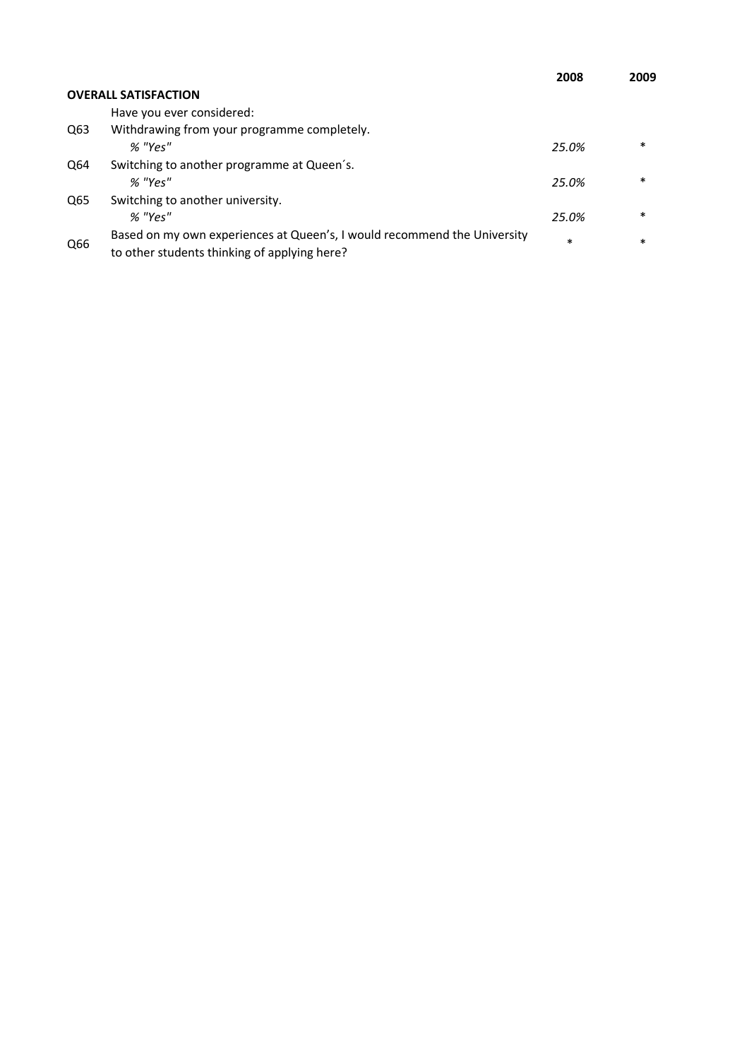| | | 2008 | 2009 |
|---|---|---|---|
| **OVERALL SATISFACTION** | | | |
| | Have you ever considered: | | |
| Q63 | Withdrawing from your programme completely. | | |
| | *% "Yes"* | *25.0%* | * |
| Q64 | Switching to another programme at Queen´s. | | |
| | *% "Yes"* | *25.0%* | * |
| Q65 | Switching to another university. | | |
| | *% "Yes"* | *25.0%* | * |
| Q66 | Based on my own experiences at Queen's, I would recommend the University to other students thinking of applying here? | * | * |